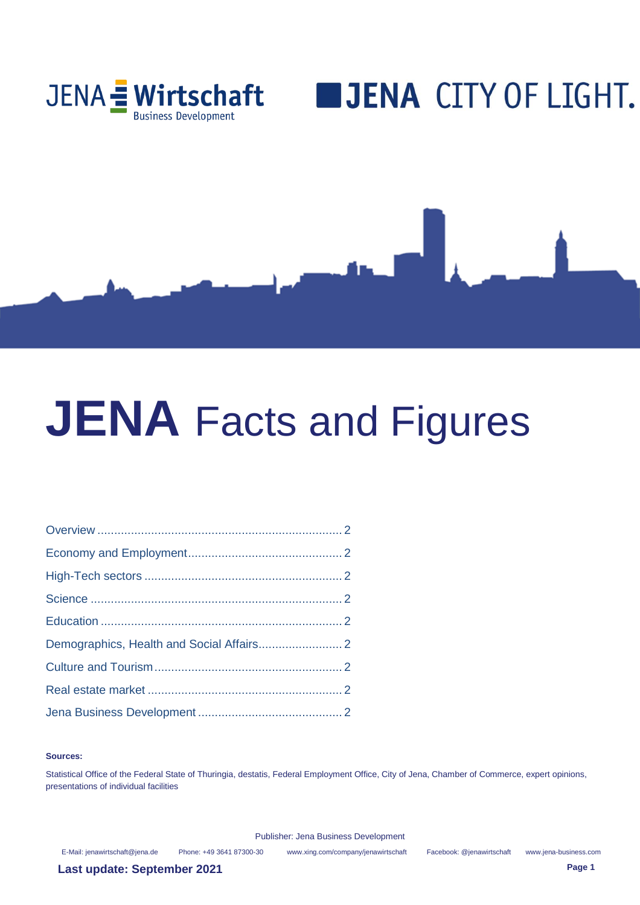JENA Wirtschaft
Business Development

JENA CITY OF LIGHT.

# JENA Facts and Figures

- Overview ..... 2
- Economy and Employment ..... 2
- High-Tech sectors ..... 2
- Science ..... 2
- Education ..... 2
- Demographics, Health and Social Affairs ..... 2
- Culture and Tourism ..... 2
- Real estate market ..... 2
- Jena Business Development ..... 2

**Sources:**

Statistical Office of the Federal State of Thuringia, destatis, Federal Employment Office, City of Jena, Chamber of Commerce, expert opinions, presentations of individual facilities

Publisher: Jena Business Development

E-Mail: jenawirtschaft@jena.de   Phone: +49 3641 87300-30   www.xing.com/company/jenawirtschaft   Facebook: @jenawirtschaft   www.jena-business.com

**Last update: September 2021**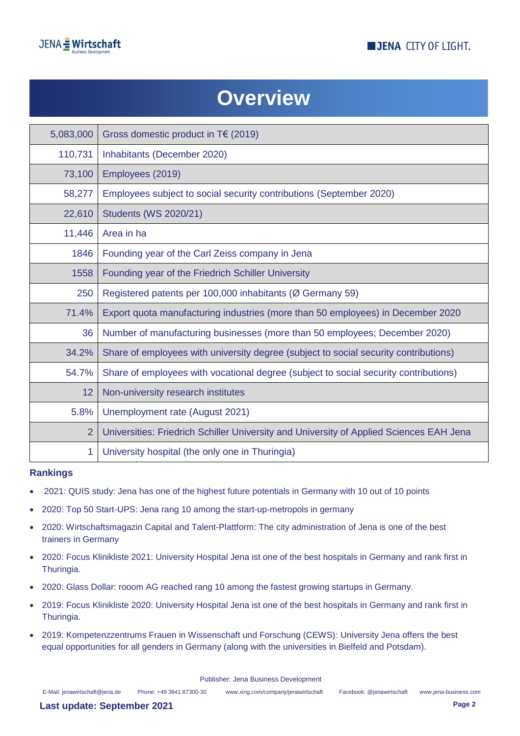# Overview

| | |
|---|---|
| 5,083,000 | Gross domestic product in T€ (2019) |
| 110,731 | Inhabitants (December 2020) |
| 73,100 | Employees (2019) |
| 58,277 | Employees subject to social security contributions (September 2020) |
| 22,610 | Students (WS 2020/21) |
| 11,446 | Area in ha |
| 1846 | Founding year of the Carl Zeiss company in Jena |
| 1558 | Founding year of the Friedrich Schiller University |
| 250 | Registered patents per 100,000 inhabitants (Ø Germany 59) |
| 71.4% | Export quota manufacturing industries (more than 50 employees) in December 2020 |
| 36 | Number of manufacturing businesses (more than 50 employees; December 2020) |
| 34.2% | Share of employees with university degree (subject to social security contributions) |
| 54.7% | Share of employees with vocational degree (subject to social security contributions) |
| 12 | Non-university research institutes |
| 5.8% | Unemployment rate (August 2021) |
| 2 | Universities: Friedrich Schiller University and University of Applied Sciences EAH Jena |
| 1 | University hospital (the only one in Thuringia) |

**Rankings**

- 2021: QUIS study: Jena has one of the highest future potentials in Germany with 10 out of 10 points
- 2020: Top 50 Start-UPS: Jena rang 10 among the start-up-metropols in germany
- 2020: Wirtschaftsmagazin Capital and Talent-Plattform: The city administration of Jena is one of the best trainers in Germany
- 2020: Focus Klinikliste 2021: University Hospital Jena ist one of the best hospitals in Germany and rank first in Thuringia.
- 2020: Glass Dollar: rooom AG reached rang 10 among the fastest growing startups in Germany.
- 2019: Focus Klinikliste 2020: University Hospital Jena ist one of the best hospitals in Germany and rank first in Thuringia.
- 2019: Kompetenzzentrums Frauen in Wissenschaft und Forschung (CEWS): University Jena offers the best equal opportunities for all genders in Germany (along with the universities in Bielfeld and Potsdam).

Publisher: Jena Business Development

E-Mail: jenawirtschaft@jena.de Phone: +49 3641 87300-30 www.xing.com/company/jenawirtschaft Facebook: @jenawirtschaft www.jena-business.com

**Last update: September 2021**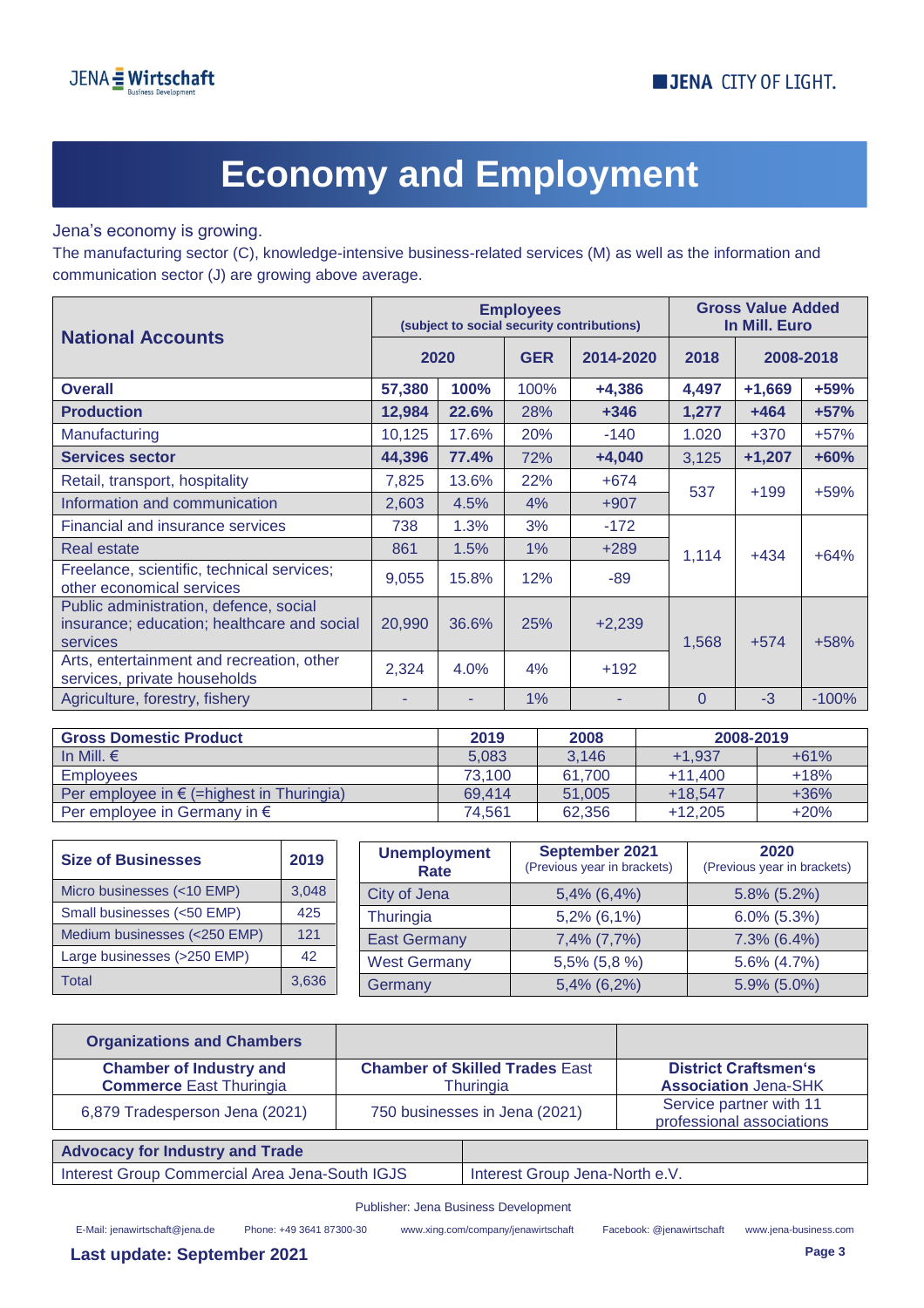# Economy and Employment

Jena's economy is growing.

The manufacturing sector (C), knowledge-intensive business-related services (M) as well as the information and communication sector (J) are growing above average.

| National Accounts | Employees (subject to social security contributions) | | | | Gross Value Added In Mill. Euro | | |
|---|---|---|---|---|---|---|---|
| | 2020 | | GER | 2014-2020 | 2018 | 2008-2018 | |
| **Overall** | **57,380** | **100%** | 100% | **+4,386** | **4,497** | **+1,669** | **+59%** |
| **Production** | **12,984** | **22.6%** | 28% | **+346** | **1,277** | **+464** | **+57%** |
| Manufacturing | 10,125 | 17.6% | 20% | -140 | 1.020 | +370 | +57% |
| **Services sector** | **44,396** | **77.4%** | 72% | **+4,040** | 3,125 | **+1,207** | **+60%** |
| Retail, transport, hospitality | 7,825 | 13.6% | 22% | +674 | 537 | +199 | +59% |
| Information and communication | 2,603 | 4.5% | 4% | +907 | | | |
| Financial and insurance services | 738 | 1.3% | 3% | -172 | 1,114 | +434 | +64% |
| Real estate | 861 | 1.5% | 1% | +289 | | | |
| Freelance, scientific, technical services; other economical services | 9,055 | 15.8% | 12% | -89 | | | |
| Public administration, defence, social insurance; education; healthcare and social services | 20,990 | 36.6% | 25% | +2,239 | 1,568 | +574 | +58% |
| Arts, entertainment and recreation, other services, private households | 2,324 | 4.0% | 4% | +192 | | | |
| Agriculture, forestry, fishery | - | - | 1% | - | 0 | -3 | -100% |

| Gross Domestic Product | 2019 | 2008 | 2008-2019 | |
|---|---|---|---|---|
| In Mill. € | 5,083 | 3,146 | +1,937 | +61% |
| Employees | 73,100 | 61,700 | +11,400 | +18% |
| Per employee in € (=highest in Thuringia) | 69,414 | 51,005 | +18,547 | +36% |
| Per employee in Germany in € | 74,561 | 62,356 | +12,205 | +20% |

| Size of Businesses | 2019 |
|---|---|
| Micro businesses (<10 EMP) | 3,048 |
| Small businesses (<50 EMP) | 425 |
| Medium businesses (<250 EMP) | 121 |
| Large businesses (>250 EMP) | 42 |
| Total | 3,636 |

| Unemployment Rate | September 2021 (Previous year in brackets) | 2020 (Previous year in brackets) |
|---|---|---|
| City of Jena | 5,4% (6,4%) | 5.8% (5.2%) |
| Thuringia | 5,2% (6,1%) | 6.0% (5.3%) |
| East Germany | 7,4% (7,7%) | 7.3% (6.4%) |
| West Germany | 5,5% (5,8 %) | 5.6% (4.7%) |
| Germany | 5,4% (6,2%) | 5.9% (5.0%) |

| Organizations and Chambers | | |
|---|---|---|
| **Chamber of Industry and Commerce** East Thuringia | **Chamber of Skilled Trades** East Thuringia | **District Craftsmen's Association** Jena-SHK |
| 6,879 Tradesperson Jena (2021) | 750 businesses in Jena (2021) | Service partner with 11 professional associations |

| Advocacy for Industry and Trade | |
|---|---|
| Interest Group Commercial Area Jena-South IGJS | Interest Group Jena-North e.V. |

Publisher: Jena Business Development

E-Mail: jenawirtschaft@jena.de Phone: +49 3641 87300-30 www.xing.com/company/jenawirtschaft Facebook: @jenawirtschaft www.jena-business.com

**Last update: September 2021**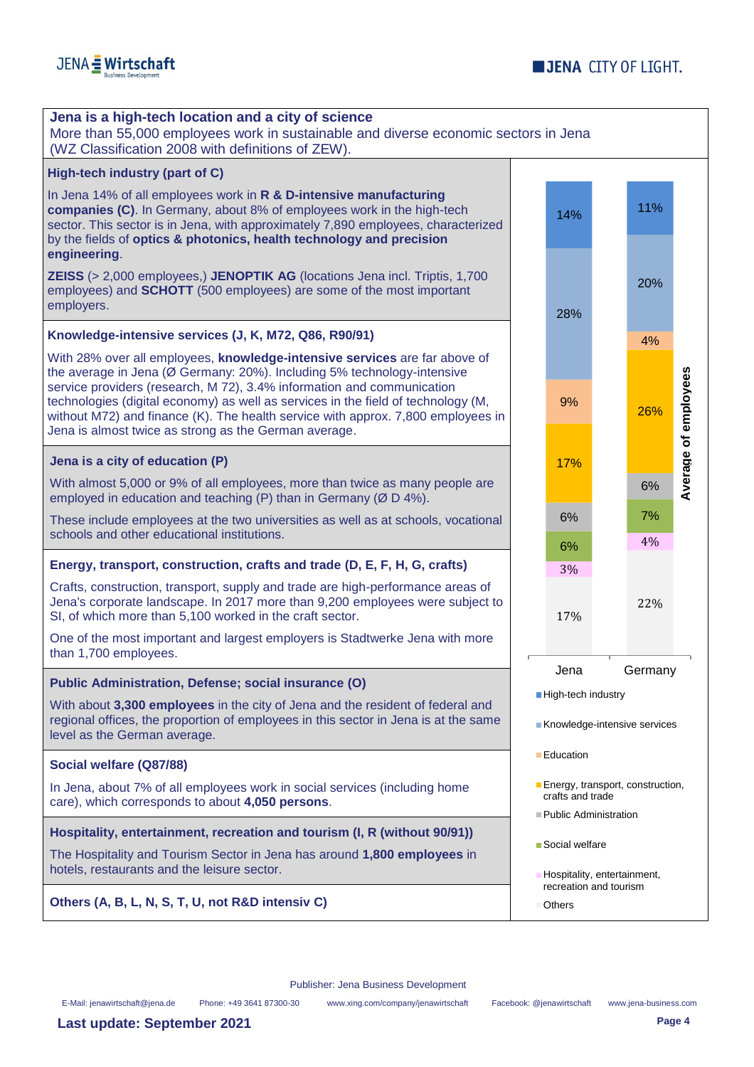## Jena is a high-tech location and a city of science

More than 55,000 employees work in sustainable and diverse economic sectors in Jena (WZ Classification 2008 with definitions of ZEW).

### High-tech industry (part of C)

In Jena 14% of all employees work in **R & D-intensive manufacturing companies (C)**. In Germany, about 8% of employees work in the high-tech sector. This sector is in Jena, with approximately 7,890 employees, characterized by the fields of **optics & photonics, health technology and precision engineering**.

**ZEISS** (> 2,000 employees,) **JENOPTIK AG** (locations Jena incl. Triptis, 1,700 employees) and **SCHOTT** (500 employees) are some of the most important employers.

### Knowledge-intensive services (J, K, M72, Q86, R90/91)

With 28% over all employees, **knowledge-intensive services** are far above of the average in Jena (Ø Germany: 20%). Including 5% technology-intensive service providers (research, M 72), 3.4% information and communication technologies (digital economy) as well as services in the field of technology (M, without M72) and finance (K). The health service with approx. 7,800 employees in Jena is almost twice as strong as the German average.

### Jena is a city of education (P)

With almost 5,000 or 9% of all employees, more than twice as many people are employed in education and teaching (P) than in Germany (Ø D 4%).

These include employees at the two universities as well as at schools, vocational schools and other educational institutions.

### Energy, transport, construction, crafts and trade (D, E, F, H, G, crafts)

Crafts, construction, transport, supply and trade are high-performance areas of Jena's corporate landscape. In 2017 more than 9,200 employees were subject to SI, of which more than 5,100 worked in the craft sector.

One of the most important and largest employers is Stadtwerke Jena with more than 1,700 employees.

### Public Administration, Defense; social insurance (O)

With about **3,300 employees** in the city of Jena and the resident of federal and regional offices, the proportion of employees in this sector in Jena is at the same level as the German average.

### Social welfare (Q87/88)

In Jena, about 7% of all employees work in social services (including home care), which corresponds to about **4,050 persons**.

### Hospitality, entertainment, recreation and tourism (I, R (without 90/91))

The Hospitality and Tourism Sector in Jena has around **1,800 employees** in hotels, restaurants and the leisure sector.

### Others (A, B, L, N, S, T, U, not R&D intensiv C)

**Average of employees**

| Sector | Jena | Germany |
|---|---|---|
| High-tech industry | 14% | 11% |
| Knowledge-intensive services | 28% | 20% |
| Education | 9% | 4% |
| Energy, transport, construction, crafts and trade | 17% | 26% |
| Public Administration | 6% | 6% |
| Social welfare | 6% | 7% |
| Hospitality, entertainment, recreation and tourism | 3% | 4% |
| Others | 17% | 22% |

Publisher: Jena Business Development

E-Mail: jenawirtschaft@jena.de Phone: +49 3641 87300-30 www.xing.com/company/jenawirtschaft Facebook: @jenawirtschaft www.jena-business.com

**Last update: September 2021**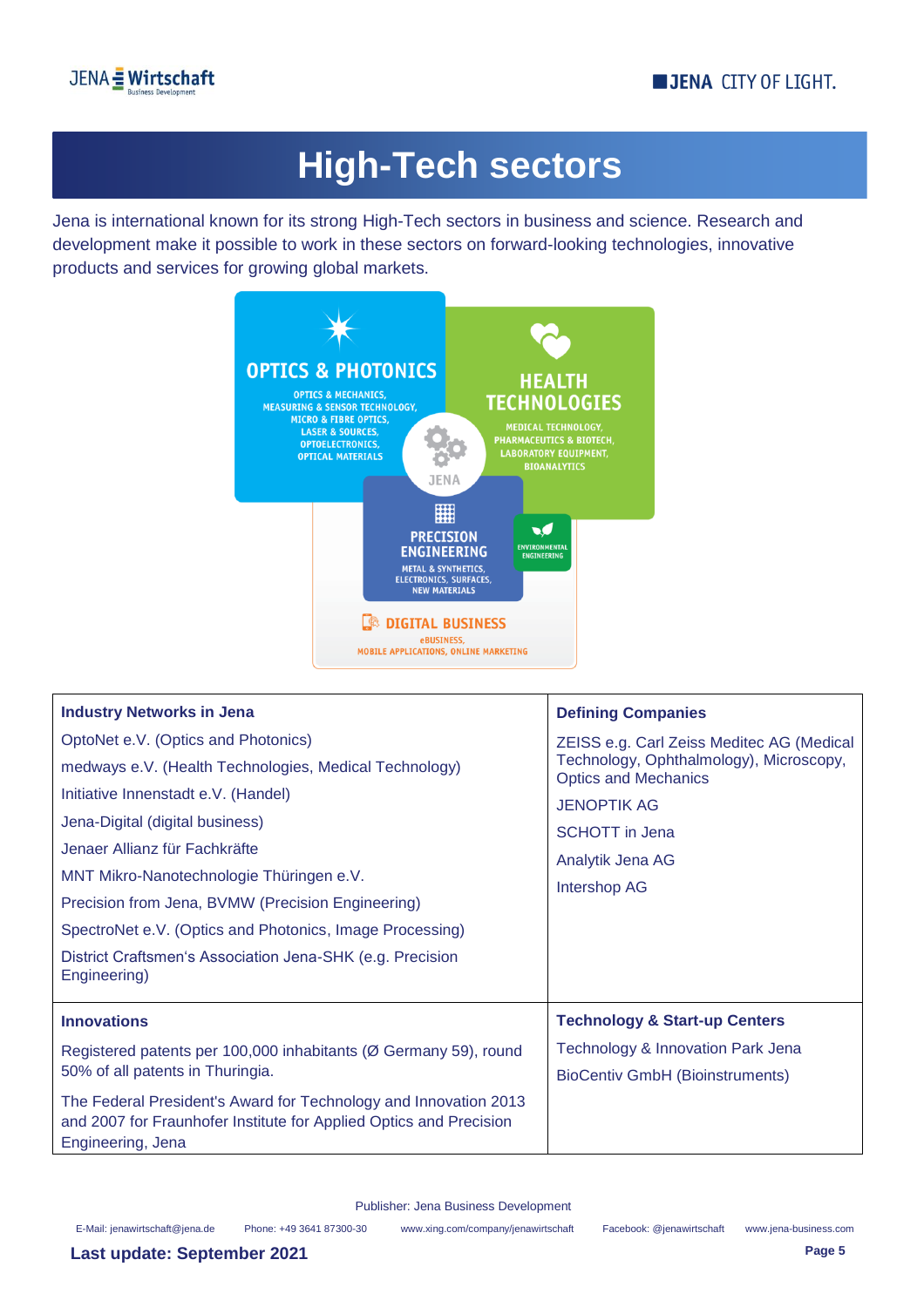# High-Tech sectors

Jena is international known for its strong High-Tech sectors in business and science. Research and development make it possible to work in these sectors on forward-looking technologies, innovative products and services for growing global markets.

**OPTICS & PHOTONICS**
OPTICS & MECHANICS, MEASURING & SENSOR TECHNOLOGY, MICRO & FIBRE OPTICS, LASER & SOURCES, OPTOELECTRONICS, OPTICAL MATERIALS

**HEALTH TECHNOLOGIES**
MEDICAL TECHNOLOGY, PHARMACEUTICS & BIOTECH, LABORATORY EQUIPMENT, BIOANALYTICS

JENA

**PRECISION ENGINEERING**
METAL & SYNTHETICS, ELECTRONICS, SURFACES, NEW MATERIALS

**ENVIRONMENTAL ENGINEERING**

**DIGITAL BUSINESS**
eBUSINESS, MOBILE APPLICATIONS, ONLINE MARKETING

| **Industry Networks in Jena** | **Defining Companies** |
|---|---|
| OptoNet e.V. (Optics and Photonics)<br>medways e.V. (Health Technologies, Medical Technology)<br>Initiative Innenstadt e.V. (Handel)<br>Jena-Digital (digital business)<br>Jenaer Allianz für Fachkräfte<br>MNT Mikro-Nanotechnologie Thüringen e.V.<br>Precision from Jena, BVMW (Precision Engineering)<br>SpectroNet e.V. (Optics and Photonics, Image Processing)<br>District Craftsmen's Association Jena-SHK (e.g. Precision Engineering) | ZEISS e.g. Carl Zeiss Meditec AG (Medical Technology, Ophthalmology), Microscopy, Optics and Mechanics<br>JENOPTIK AG<br>SCHOTT in Jena<br>Analytik Jena AG<br>Intershop AG |
| **Innovations** | **Technology & Start-up Centers** |
| Registered patents per 100,000 inhabitants (Ø Germany 59), round 50% of all patents in Thuringia.<br>The Federal President's Award for Technology and Innovation 2013 and 2007 for Fraunhofer Institute for Applied Optics and Precision Engineering, Jena | Technology & Innovation Park Jena<br>BioCentiv GmbH (Bioinstruments) |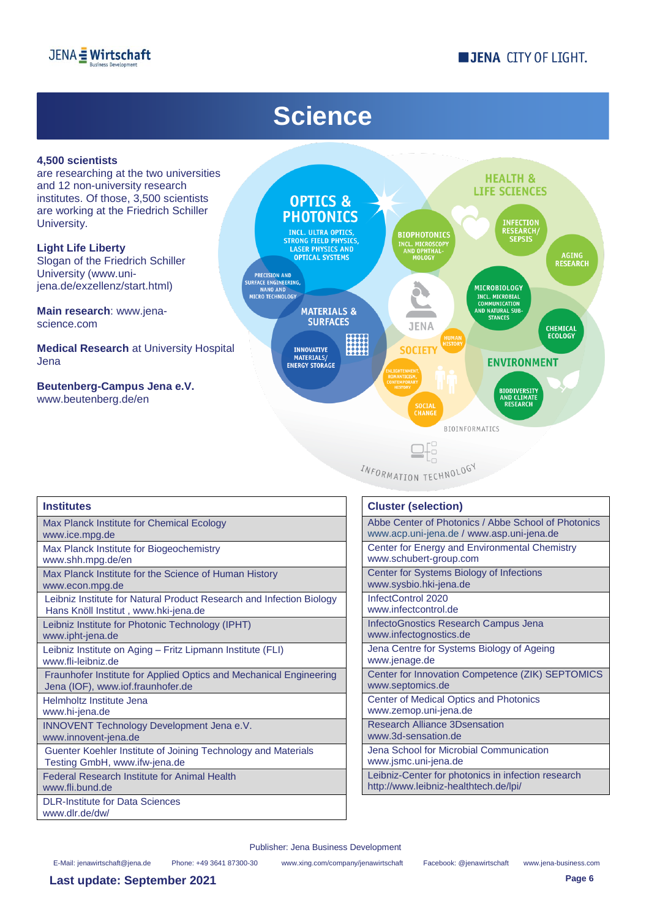# Science

**4,500 scientists**
are researching at the two universities and 12 non-university research institutes. Of those, 3,500 scientists are working at the Friedrich Schiller University.

**Light Life Liberty**
Slogan of the Friedrich Schiller University (www.uni-jena.de/exzellenz/start.html)

**Main research**: www.jena-science.com

**Medical Research** at University Hospital Jena

**Beutenberg-Campus Jena e.V.**
www.beutenberg.de/en

OPTICS & PHOTONICS
INCL. ULTRA OPTICS, STRONG FIELD PHYSICS, LASER PHYSICS AND OPTICAL SYSTEMS

PRECISION AND SURFACE ENGINEERING, NANO AND MICRO TECHNOLOGY

MATERIALS & SURFACES

INNOVATIVE MATERIALS/ ENERGY STORAGE

BIOPHOTONICS INCL. MICROSCOPY AND OPHTHALMOLOGY

HEALTH & LIFE SCIENCES

INFECTION RESEARCH/ SEPSIS

AGING RESEARCH

MICROBIOLOGY INCL. MICROBIAL COMMUNICATION AND NATURAL SUBSTANCES

CHEMICAL ECOLOGY

JENA

SOCIETY

HUMAN HISTORY

ENLIGHTENMENT, ROMANTICISM, CONTEMPORARY HISTORY

SOCIAL CHANGE

ENVIRONMENT

BIODIVERSITY AND CLIMATE RESEARCH

BIOINFORMATICS

INFORMATION TECHNOLOGY

| Institutes |
|---|
| Max Planck Institute for Chemical Ecology<br>www.ice.mpg.de |
| Max Planck Institute for Biogeochemistry<br>www.shh.mpg.de/en |
| Max Planck Institute for the Science of Human History<br>www.econ.mpg.de |
| Leibniz Institute for Natural Product Research and Infection Biology Hans Knöll Institut , www.hki-jena.de |
| Leibniz Institute for Photonic Technology (IPHT)<br>www.ipht-jena.de |
| Leibniz Institute on Aging – Fritz Lipmann Institute (FLI)<br>www.fli-leibniz.de |
| Fraunhofer Institute for Applied Optics and Mechanical Engineering Jena (IOF), www.iof.fraunhofer.de |
| Helmholtz Institute Jena<br>www.hi-jena.de |
| INNOVENT Technology Development Jena e.V.<br>www.innovent-jena.de |
| Guenter Koehler Institute of Joining Technology and Materials Testing GmbH, www.ifw-jena.de |
| Federal Research Institute for Animal Health<br>www.fli.bund.de |
| DLR-Institute for Data Sciences<br>www.dlr.de/dw/ |

| Cluster (selection) |
|---|
| Abbe Center of Photonics / Abbe School of Photonics<br>www.acp.uni-jena.de / www.asp.uni-jena.de |
| Center for Energy and Environmental Chemistry<br>www.schubert-group.com |
| Center for Systems Biology of Infections<br>www.sysbio.hki-jena.de |
| InfectControl 2020<br>www.infectcontrol.de |
| InfectoGnostics Research Campus Jena<br>www.infectognostics.de |
| Jena Centre for Systems Biology of Ageing<br>www.jenage.de |
| Center for Innovation Competence (ZIK) SEPTOMICS<br>www.septomics.de |
| Center of Medical Optics and Photonics<br>www.zemop.uni-jena.de |
| Research Alliance 3Dsensation<br>www.3d-sensation.de |
| Jena School for Microbial Communication<br>www.jsmc.uni-jena.de |
| Leibniz-Center for photonics in infection research<br>http://www.leibniz-healthtech.de/lpi/ |

Publisher: Jena Business Development

E-Mail: jenawirtschaft@jena.de Phone: +49 3641 87300-30 www.xing.com/company/jenawirtschaft Facebook: @jenawirtschaft www.jena-business.com

**Last update: September 2021**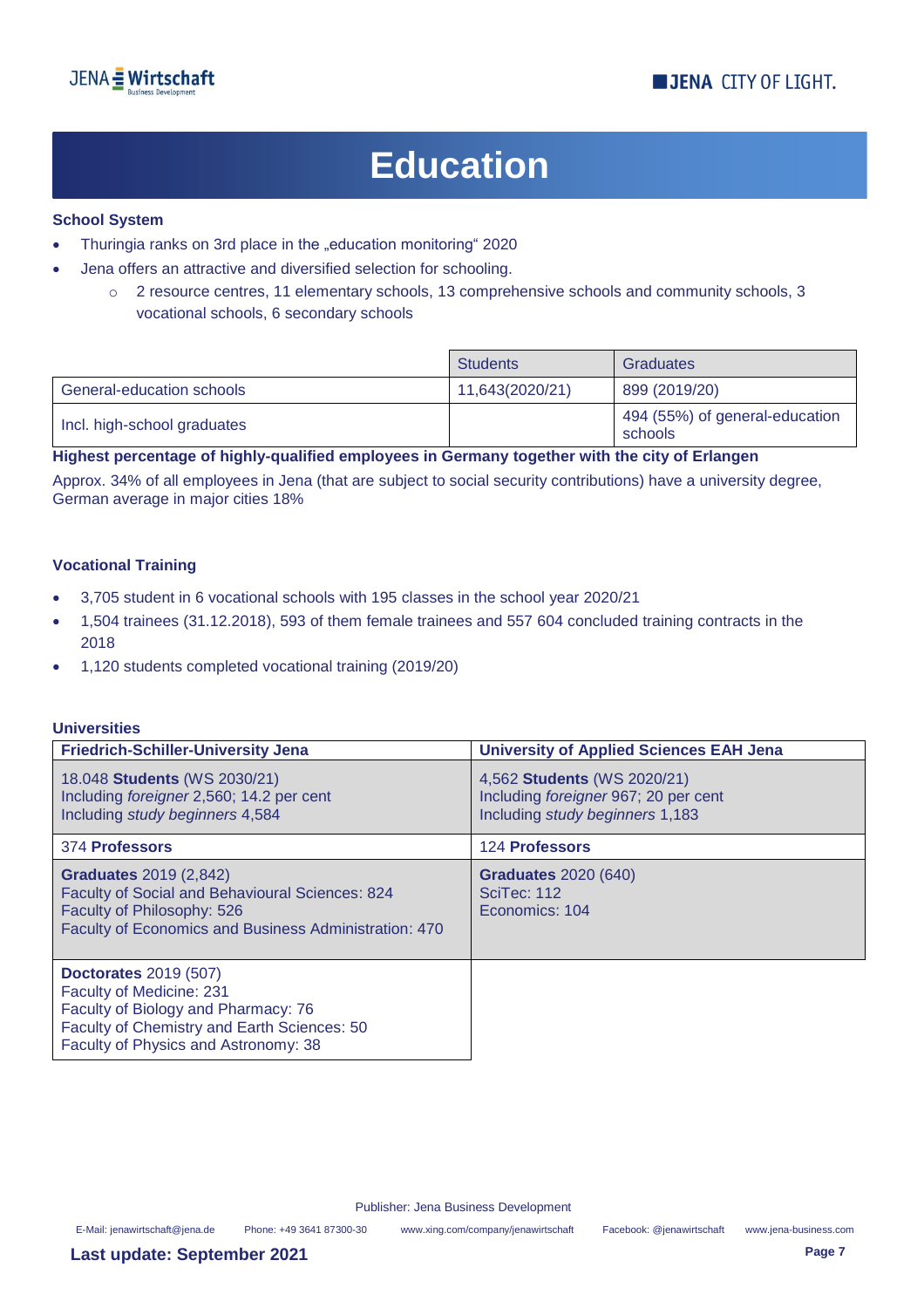# Education

### School System

- Thuringia ranks on 3rd place in the „education monitoring“ 2020
- Jena offers an attractive and diversified selection for schooling.
  - 2 resource centres, 11 elementary schools, 13 comprehensive schools and community schools, 3 vocational schools, 6 secondary schools

| | Students | Graduates |
|---|---|---|
| General-education schools | 11,643(2020/21) | 899 (2019/20) |
| Incl. high-school graduates | | 494 (55%) of general-education schools |

**Highest percentage of highly-qualified employees in Germany together with the city of Erlangen**

Approx. 34% of all employees in Jena (that are subject to social security contributions) have a university degree, German average in major cities 18%

### Vocational Training

- 3,705 student in 6 vocational schools with 195 classes in the school year 2020/21
- 1,504 trainees (31.12.2018), 593 of them female trainees and 557 604 concluded training contracts in the 2018
- 1,120 students completed vocational training (2019/20)

### Universities

| Friedrich-Schiller-University Jena | University of Applied Sciences EAH Jena |
|---|---|
| 18.048 **Students** (WS 2030/21)<br>Including *foreigner* 2,560; 14.2 per cent<br>Including *study beginners* 4,584 | 4,562 **Students** (WS 2020/21)<br>Including *foreigner* 967; 20 per cent<br>Including *study beginners* 1,183 |
| 374 **Professors** | 124 **Professors** |
| **Graduates** 2019 (2,842)<br>Faculty of Social and Behavioural Sciences: 824<br>Faculty of Philosophy: 526<br>Faculty of Economics and Business Administration: 470 | **Graduates** 2020 (640)<br>SciTec: 112<br>Economics: 104 |
| **Doctorates** 2019 (507)<br>Faculty of Medicine: 231<br>Faculty of Biology and Pharmacy: 76<br>Faculty of Chemistry and Earth Sciences: 50<br>Faculty of Physics and Astronomy: 38 | |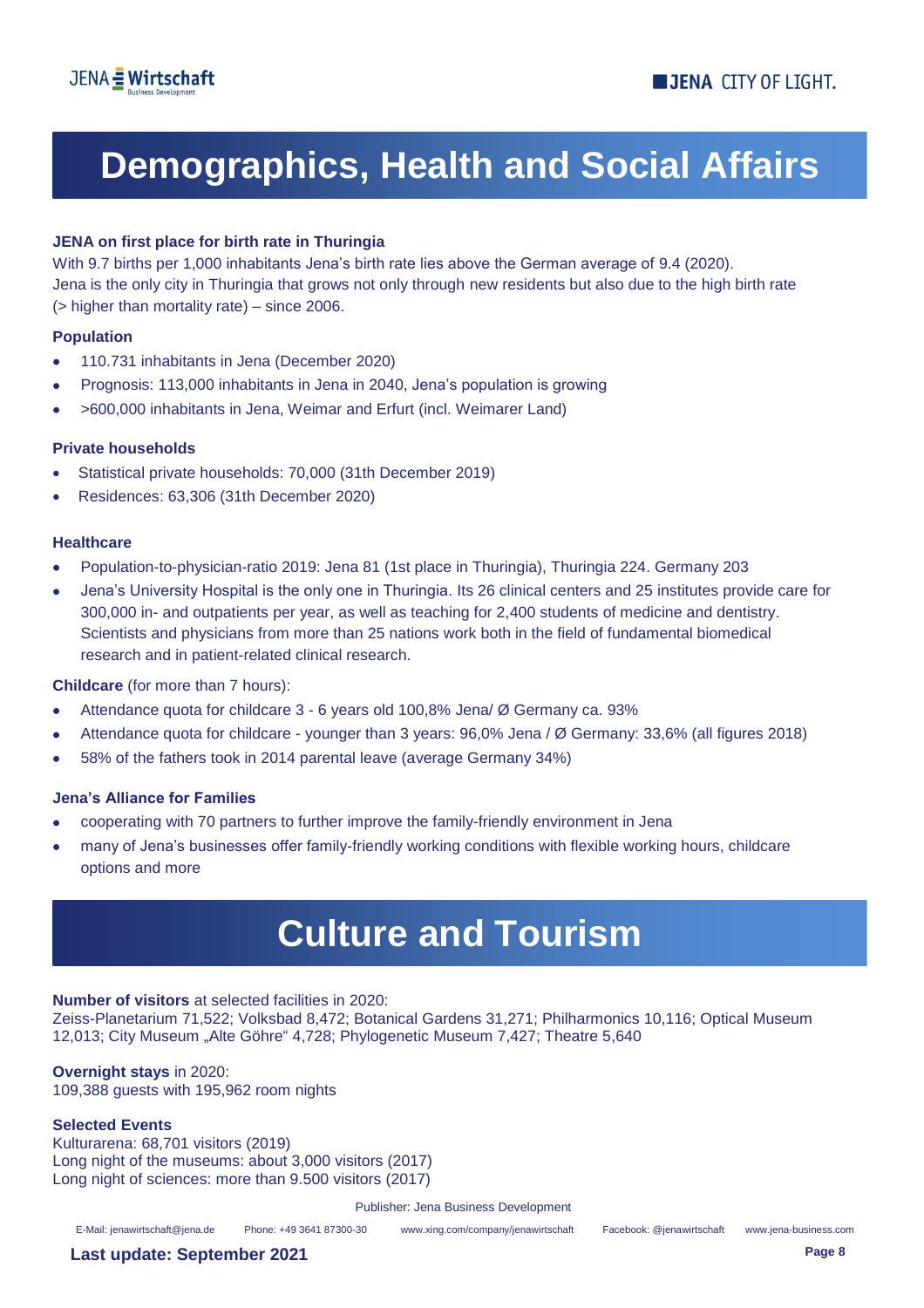# Demographics, Health and Social Affairs

**JENA on first place for birth rate in Thuringia**

With 9.7 births per 1,000 inhabitants Jena's birth rate lies above the German average of 9.4 (2020).
Jena is the only city in Thuringia that grows not only through new residents but also due to the high birth rate (> higher than mortality rate) – since 2006.

**Population**

- 110.731 inhabitants in Jena (December 2020)
- Prognosis: 113,000 inhabitants in Jena in 2040, Jena's population is growing
- >600,000 inhabitants in Jena, Weimar and Erfurt (incl. Weimarer Land)

**Private households**

- Statistical private households: 70,000 (31th December 2019)
- Residences: 63,306 (31th December 2020)

**Healthcare**

- Population-to-physician-ratio 2019: Jena 81 (1st place in Thuringia), Thuringia 224. Germany 203
- Jena's University Hospital is the only one in Thuringia. Its 26 clinical centers and 25 institutes provide care for 300,000 in- and outpatients per year, as well as teaching for 2,400 students of medicine and dentistry. Scientists and physicians from more than 25 nations work both in the field of fundamental biomedical research and in patient-related clinical research.

**Childcare** (for more than 7 hours):

- Attendance quota for childcare 3 - 6 years old 100,8% Jena/ Ø Germany ca. 93%
- Attendance quota for childcare - younger than 3 years: 96,0% Jena / Ø Germany: 33,6% (all figures 2018)
- 58% of the fathers took in 2014 parental leave (average Germany 34%)

**Jena's Alliance for Families**

- cooperating with 70 partners to further improve the family-friendly environment in Jena
- many of Jena's businesses offer family-friendly working conditions with flexible working hours, childcare options and more

# Culture and Tourism

**Number of visitors** at selected facilities in 2020:
Zeiss-Planetarium 71,522; Volksbad 8,472; Botanical Gardens 31,271; Philharmonics 10,116; Optical Museum 12,013; City Museum „Alte Göhre" 4,728; Phylogenetic Museum 7,427; Theatre 5,640

**Overnight stays** in 2020:
109,388 guests with 195,962 room nights

**Selected Events**
Kulturarena: 68,701 visitors (2019)
Long night of the museums: about 3,000 visitors (2017)
Long night of sciences: more than 9.500 visitors (2017)

Publisher: Jena Business Development

E-Mail: jenawirtschaft@jena.de  Phone: +49 3641 87300-30  www.xing.com/company/jenawirtschaft  Facebook: @jenawirtschaft  www.jena-business.com

**Last update: September 2021**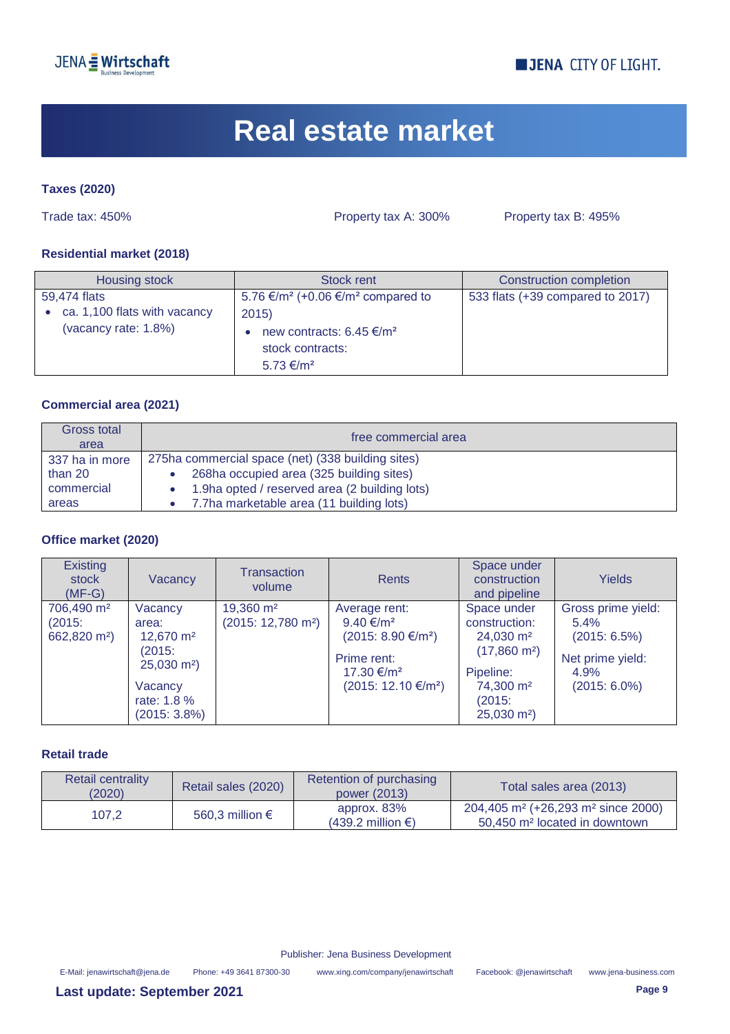# Real estate market

**Taxes (2020)**

Trade tax: 450% Property tax A: 300% Property tax B: 495%

**Residential market (2018)**

| Housing stock | Stock rent | Construction completion |
|---|---|---|
| 59,474 flats<br>• ca. 1,100 flats with vacancy (vacancy rate: 1.8%) | 5.76 €/m² (+0.06 €/m² compared to 2015)<br>• new contracts: 6.45 €/m² stock contracts: 5.73 €/m² | 533 flats (+39 compared to 2017) |

**Commercial area (2021)**

| Gross total area | free commercial area |
|---|---|
| 337 ha in more than 20 commercial areas | 275ha commercial space (net) (338 building sites)<br>• 268ha occupied area (325 building sites)<br>• 1.9ha opted / reserved area (2 building lots)<br>• 7.7ha marketable area (11 building lots) |

**Office market (2020)**

| Existing stock (MF-G) | Vacancy | Transaction volume | Rents | Space under construction and pipeline | Yields |
|---|---|---|---|---|---|
| 706,490 m² (2015: 662,820 m²) | Vacancy area: 12,670 m² (2015: 25,030 m²)<br>Vacancy rate: 1.8 % (2015: 3.8%) | 19,360 m² (2015: 12,780 m²) | Average rent: 9.40 €/m² (2015: 8.90 €/m²)<br>Prime rent: 17.30 €/m² (2015: 12.10 €/m²) | Space under construction: 24,030 m² (17,860 m²)<br>Pipeline: 74,300 m² (2015: 25,030 m²) | Gross prime yield: 5.4% (2015: 6.5%)<br>Net prime yield: 4.9% (2015: 6.0%) |

**Retail trade**

| Retail centrality (2020) | Retail sales (2020) | Retention of purchasing power (2013) | Total sales area (2013) |
|---|---|---|---|
| 107,2 | 560,3 million € | approx. 83% (439.2 million €) | 204,405 m² (+26,293 m² since 2000) 50,450 m² located in downtown |

Publisher: Jena Business Development

E-Mail: jenawirtschaft@jena.de Phone: +49 3641 87300-30 www.xing.com/company/jenawirtschaft Facebook: @jenawirtschaft www.jena-business.com

**Last update: September 2021**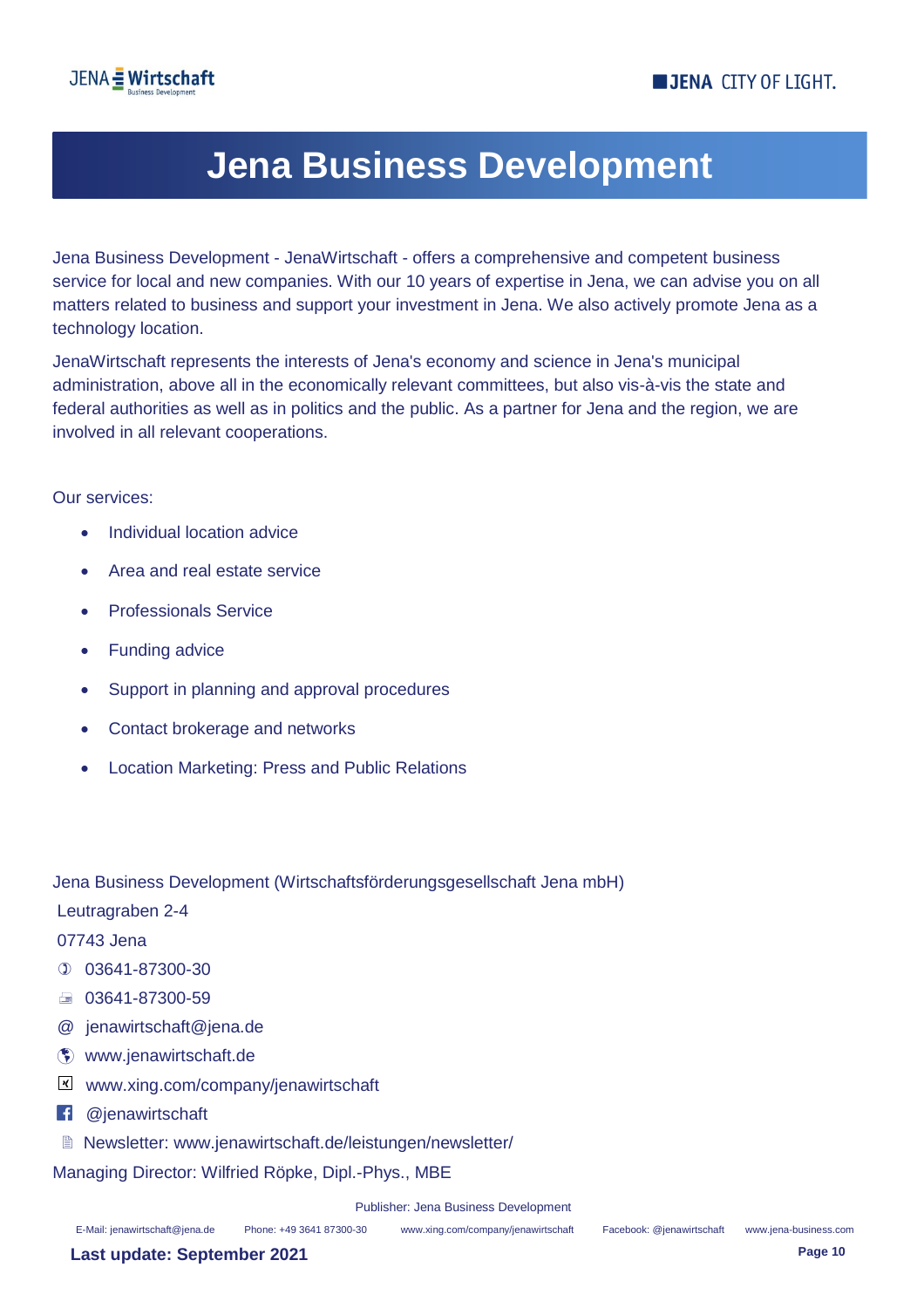// Jena Business Development

# Jena Business Development

Jena Business Development - JenaWirtschaft - offers a comprehensive and competent business service for local and new companies. With our 10 years of expertise in Jena, we can advise you on all matters related to business and support your investment in Jena. We also actively promote Jena as a technology location.

JenaWirtschaft represents the interests of Jena's economy and science in Jena's municipal administration, above all in the economically relevant committees, but also vis-à-vis the state and federal authorities as well as in politics and the public. As a partner for Jena and the region, we are involved in all relevant cooperations.

Our services:

- Individual location advice
- Area and real estate service
- Professionals Service
- Funding advice
- Support in planning and approval procedures
- Contact brokerage and networks
- Location Marketing: Press and Public Relations

Jena Business Development (Wirtschaftsförderungsgesellschaft Jena mbH)
Leutragraben 2-4
07743 Jena

- 03641-87300-30
- 03641-87300-59
- @ jenawirtschaft@jena.de
- www.jenawirtschaft.de
- www.xing.com/company/jenawirtschaft
- @jenawirtschaft
- Newsletter: www.jenawirtschaft.de/leistungen/newsletter/

Managing Director: Wilfried Röpke, Dipl.-Phys., MBE

Publisher: Jena Business Development

E-Mail: jenawirtschaft@jena.de Phone: +49 3641 87300-30 www.xing.com/company/jenawirtschaft Facebook: @jenawirtschaft www.jena-business.com

**Last update: September 2021**